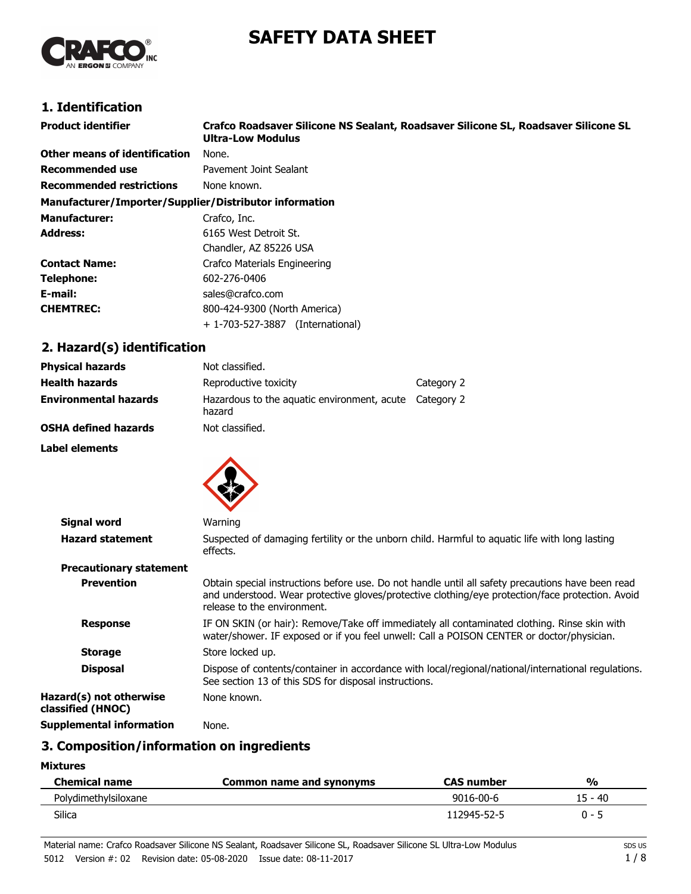# SAFETY DATA SHEET

## 1. Identification

| | |
|---|---|
| **Product identifier** | **Crafco Roadsaver Silicone NS Sealant, Roadsaver Silicone SL, Roadsaver Silicone SL Ultra-Low Modulus** |
| **Other means of identification** | None. |
| **Recommended use** | Pavement Joint Sealant |
| **Recommended restrictions** | None known. |

**Manufacturer/Importer/Supplier/Distributor information**

| | |
|---|---|
| **Manufacturer:** | Crafco, Inc. |
| **Address:** | 6165 West Detroit St. |
| | Chandler, AZ 85226 USA |
| **Contact Name:** | Crafco Materials Engineering |
| **Telephone:** | 602-276-0406 |
| **E-mail:** | sales@crafco.com |
| **CHEMTREC:** | 800-424-9300 (North America) |
| | + 1-703-527-3887 (International) |

## 2. Hazard(s) identification

| | | |
|---|---|---|
| **Physical hazards** | Not classified. | |
| **Health hazards** | Reproductive toxicity | Category 2 |
| **Environmental hazards** | Hazardous to the aquatic environment, acute hazard | Category 2 |
| **OSHA defined hazards** | Not classified. | |

**Label elements**

**Signal word** Warning

**Hazard statement** Suspected of damaging fertility or the unborn child. Harmful to aquatic life with long lasting effects.

**Precautionary statement**

**Prevention** Obtain special instructions before use. Do not handle until all safety precautions have been read and understood. Wear protective gloves/protective clothing/eye protection/face protection. Avoid release to the environment.

**Response** IF ON SKIN (or hair): Remove/Take off immediately all contaminated clothing. Rinse skin with water/shower. IF exposed or if you feel unwell: Call a POISON CENTER or doctor/physician.

**Storage** Store locked up.

**Disposal** Dispose of contents/container in accordance with local/regional/national/international regulations. See section 13 of this SDS for disposal instructions.

**Hazard(s) not otherwise classified (HNOC)** None known.

**Supplemental information** None.

## 3. Composition/information on ingredients

**Mixtures**

| Chemical name | Common name and synonyms | CAS number | % |
|---|---|---|---|
| Polydimethylsiloxane | | 9016-00-6 | 15 - 40 |
| Silica | | 112945-52-5 | 0 - 5 |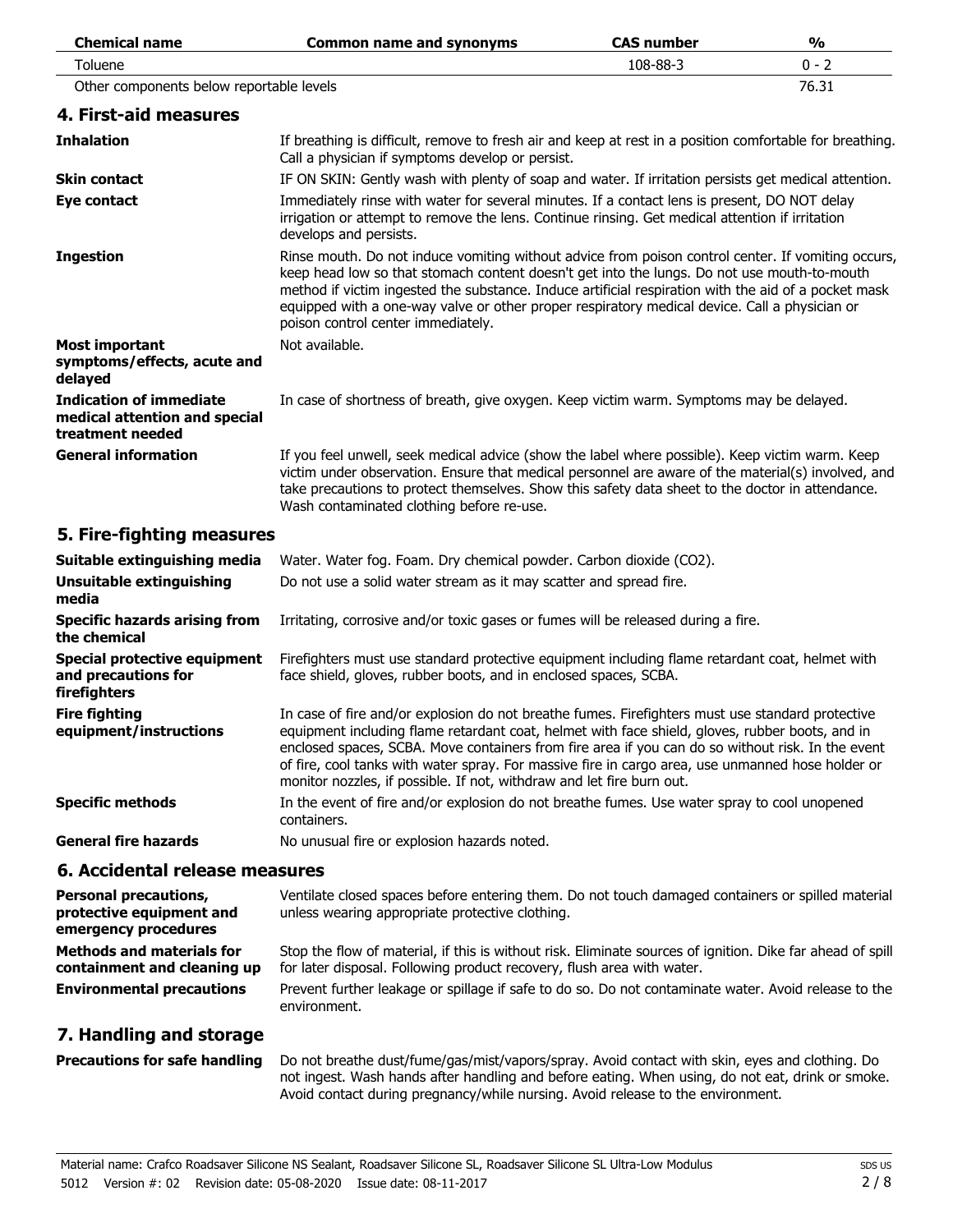| Chemical name | Common name and synonyms | CAS number | % |
| --- | --- | --- | --- |
| Toluene | | 108-88-3 | 0 - 2 |
| Other components below reportable levels | | | 76.31 |

## 4. First-aid measures

**Inhalation**
If breathing is difficult, remove to fresh air and keep at rest in a position comfortable for breathing. Call a physician if symptoms develop or persist.

**Skin contact**
IF ON SKIN: Gently wash with plenty of soap and water. If irritation persists get medical attention.

**Eye contact**
Immediately rinse with water for several minutes. If a contact lens is present, DO NOT delay irrigation or attempt to remove the lens. Continue rinsing. Get medical attention if irritation develops and persists.

**Ingestion**
Rinse mouth. Do not induce vomiting without advice from poison control center. If vomiting occurs, keep head low so that stomach content doesn't get into the lungs. Do not use mouth-to-mouth method if victim ingested the substance. Induce artificial respiration with the aid of a pocket mask equipped with a one-way valve or other proper respiratory medical device. Call a physician or poison control center immediately.

**Most important symptoms/effects, acute and delayed**
Not available.

**Indication of immediate medical attention and special treatment needed**
In case of shortness of breath, give oxygen. Keep victim warm. Symptoms may be delayed.

**General information**
If you feel unwell, seek medical advice (show the label where possible). Keep victim warm. Keep victim under observation. Ensure that medical personnel are aware of the material(s) involved, and take precautions to protect themselves. Show this safety data sheet to the doctor in attendance. Wash contaminated clothing before re-use.

## 5. Fire-fighting measures

**Suitable extinguishing media**
Water. Water fog. Foam. Dry chemical powder. Carbon dioxide ($CO_2$).

**Unsuitable extinguishing media**
Do not use a solid water stream as it may scatter and spread fire.

**Specific hazards arising from the chemical**
Irritating, corrosive and/or toxic gases or fumes will be released during a fire.

**Special protective equipment and precautions for firefighters**
Firefighters must use standard protective equipment including flame retardant coat, helmet with face shield, gloves, rubber boots, and in enclosed spaces, SCBA.

**Fire fighting equipment/instructions**
In case of fire and/or explosion do not breathe fumes. Firefighters must use standard protective equipment including flame retardant coat, helmet with face shield, gloves, rubber boots, and in enclosed spaces, SCBA. Move containers from fire area if you can do so without risk. In the event of fire, cool tanks with water spray. For massive fire in cargo area, use unmanned hose holder or monitor nozzles, if possible. If not, withdraw and let fire burn out.

**Specific methods**
In the event of fire and/or explosion do not breathe fumes. Use water spray to cool unopened containers.

**General fire hazards**
No unusual fire or explosion hazards noted.

## 6. Accidental release measures

**Personal precautions, protective equipment and emergency procedures**
Ventilate closed spaces before entering them. Do not touch damaged containers or spilled material unless wearing appropriate protective clothing.

**Methods and materials for containment and cleaning up**
Stop the flow of material, if this is without risk. Eliminate sources of ignition. Dike far ahead of spill for later disposal. Following product recovery, flush area with water.

**Environmental precautions**
Prevent further leakage or spillage if safe to do so. Do not contaminate water. Avoid release to the environment.

## 7. Handling and storage

**Precautions for safe handling**
Do not breathe dust/fume/gas/mist/vapors/spray. Avoid contact with skin, eyes and clothing. Do not ingest. Wash hands after handling and before eating. When using, do not eat, drink or smoke. Avoid contact during pregnancy/while nursing. Avoid release to the environment.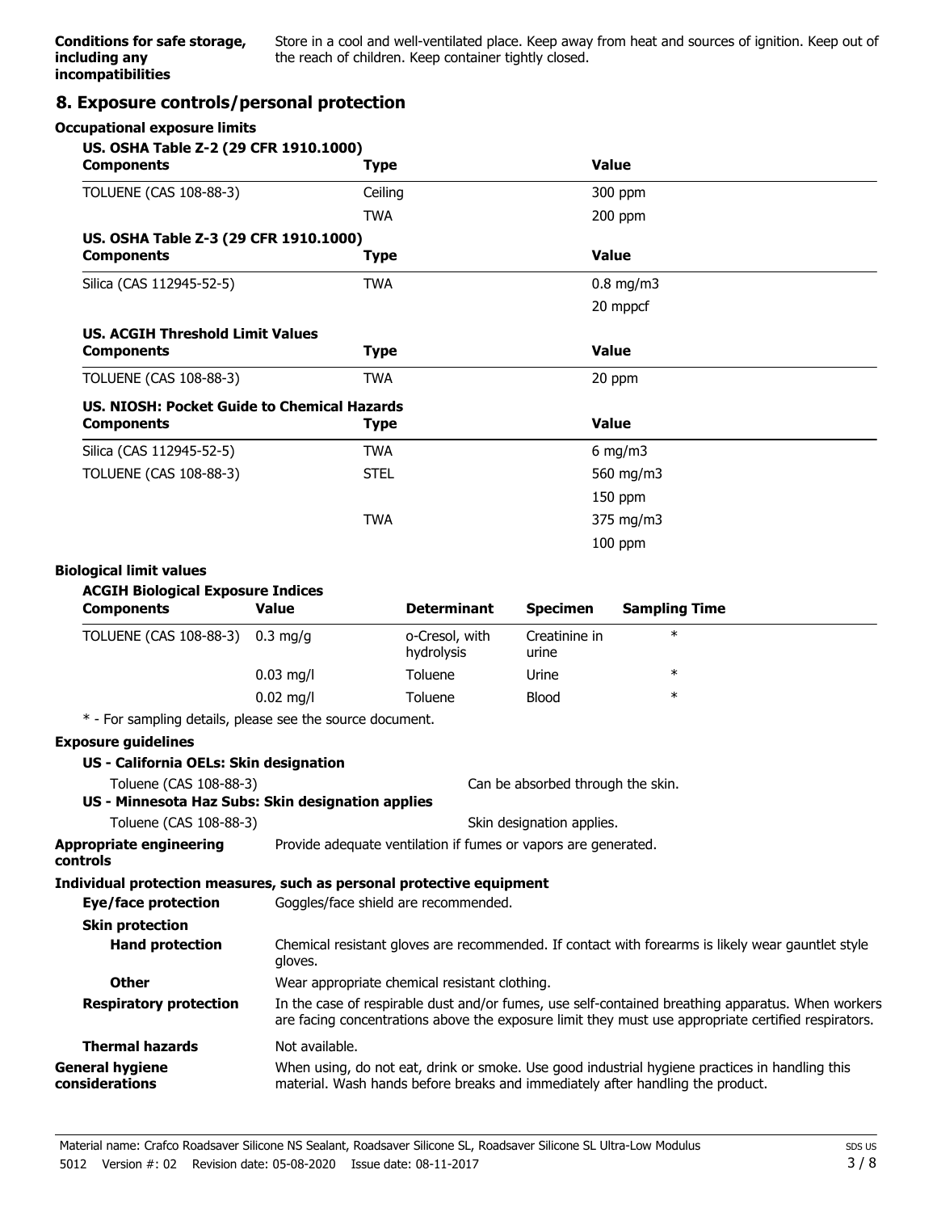**Conditions for safe storage, including any incompatibilities** Store in a cool and well-ventilated place. Keep away from heat and sources of ignition. Keep out of the reach of children. Keep container tightly closed.

## 8. Exposure controls/personal protection

**Occupational exposure limits**

**US. OSHA Table Z-2 (29 CFR 1910.1000)**

| Components | Type | Value |
|---|---|---|
| TOLUENE (CAS 108-88-3) | Ceiling | 300 ppm |
| | TWA | 200 ppm |

**US. OSHA Table Z-3 (29 CFR 1910.1000)**

| Components | Type | Value |
|---|---|---|
| Silica (CAS 112945-52-5) | TWA | 0.8 mg/m3 |
| | | 20 mppcf |

**US. ACGIH Threshold Limit Values**

| Components | Type | Value |
|---|---|---|
| TOLUENE (CAS 108-88-3) | TWA | 20 ppm |

**US. NIOSH: Pocket Guide to Chemical Hazards**

| Components | Type | Value |
|---|---|---|
| Silica (CAS 112945-52-5) | TWA | 6 mg/m3 |
| TOLUENE (CAS 108-88-3) | STEL | 560 mg/m3 |
| | | 150 ppm |
| | TWA | 375 mg/m3 |
| | | 100 ppm |

**Biological limit values**

**ACGIH Biological Exposure Indices**

| Components | Value | Determinant | Specimen | Sampling Time |
|---|---|---|---|---|
| TOLUENE (CAS 108-88-3) | 0.3 mg/g | o-Cresol, with hydrolysis | Creatinine in urine | * |
| | 0.03 mg/l | Toluene | Urine | * |
| | 0.02 mg/l | Toluene | Blood | * |

* - For sampling details, please see the source document.

**Exposure guidelines**

**US - California OELs: Skin designation**

Toluene (CAS 108-88-3) Can be absorbed through the skin.

**US - Minnesota Haz Subs: Skin designation applies**

Toluene (CAS 108-88-3) Skin designation applies.

**Appropriate engineering controls** Provide adequate ventilation if fumes or vapors are generated.

**Individual protection measures, such as personal protective equipment**

**Eye/face protection** Goggles/face shield are recommended.

**Skin protection**

**Hand protection** Chemical resistant gloves are recommended. If contact with forearms is likely wear gauntlet style gloves.

**Other** Wear appropriate chemical resistant clothing.

**Respiratory protection** In the case of respirable dust and/or fumes, use self-contained breathing apparatus. When workers are facing concentrations above the exposure limit they must use appropriate certified respirators.

**Thermal hazards** Not available.

**General hygiene considerations** When using, do not eat, drink or smoke. Use good industrial hygiene practices in handling this material. Wash hands before breaks and immediately after handling the product.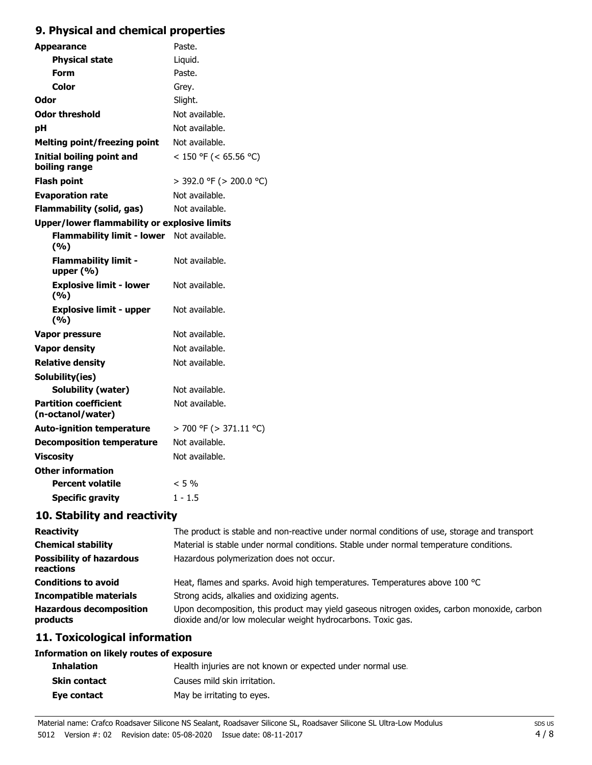## 9. Physical and chemical properties

| | |
|---|---|
| **Appearance** | Paste. |
| **Physical state** | Liquid. |
| **Form** | Paste. |
| **Color** | Grey. |
| **Odor** | Slight. |
| **Odor threshold** | Not available. |
| **pH** | Not available. |
| **Melting point/freezing point** | Not available. |
| **Initial boiling point and boiling range** | < 150 °F (< 65.56 °C) |
| **Flash point** | > 392.0 °F (> 200.0 °C) |
| **Evaporation rate** | Not available. |
| **Flammability (solid, gas)** | Not available. |
| **Upper/lower flammability or explosive limits** | |
| **Flammability limit - lower (%)** | Not available. |
| **Flammability limit - upper (%)** | Not available. |
| **Explosive limit - lower (%)** | Not available. |
| **Explosive limit - upper (%)** | Not available. |
| **Vapor pressure** | Not available. |
| **Vapor density** | Not available. |
| **Relative density** | Not available. |
| **Solubility(ies)** | |
| **Solubility (water)** | Not available. |
| **Partition coefficient (n-octanol/water)** | Not available. |
| **Auto-ignition temperature** | > 700 °F (> 371.11 °C) |
| **Decomposition temperature** | Not available. |
| **Viscosity** | Not available. |
| **Other information** | |
| **Percent volatile** | < 5 % |
| **Specific gravity** | 1 - 1.5 |

## 10. Stability and reactivity

| | |
|---|---|
| **Reactivity** | The product is stable and non-reactive under normal conditions of use, storage and transport |
| **Chemical stability** | Material is stable under normal conditions. Stable under normal temperature conditions. |
| **Possibility of hazardous reactions** | Hazardous polymerization does not occur. |
| **Conditions to avoid** | Heat, flames and sparks. Avoid high temperatures. Temperatures above 100 °C |
| **Incompatible materials** | Strong acids, alkalies and oxidizing agents. |
| **Hazardous decomposition products** | Upon decomposition, this product may yield gaseous nitrogen oxides, carbon monoxide, carbon dioxide and/or low molecular weight hydrocarbons. Toxic gas. |

## 11. Toxicological information

**Information on likely routes of exposure**

| | |
|---|---|
| **Inhalation** | Health injuries are not known or expected under normal use. |
| **Skin contact** | Causes mild skin irritation. |
| **Eye contact** | May be irritating to eyes. |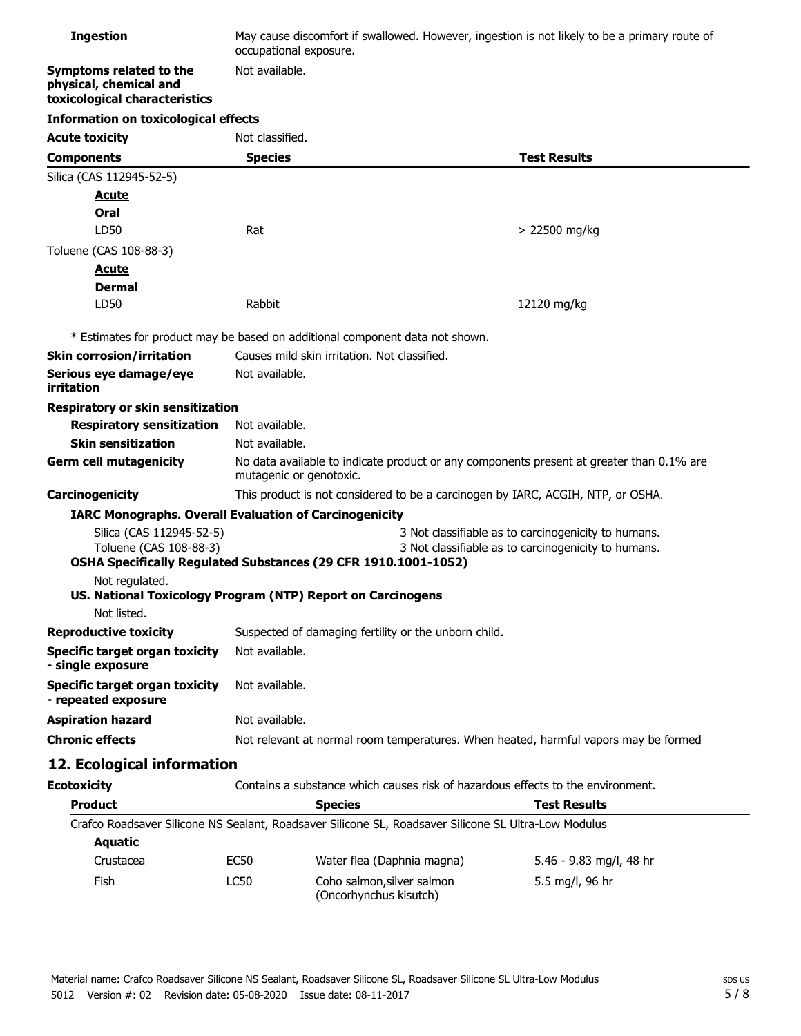**Ingestion** May cause discomfort if swallowed. However, ingestion is not likely to be a primary route of occupational exposure.

**Symptoms related to the physical, chemical and toxicological characteristics** Not available.

**Information on toxicological effects**

**Acute toxicity** Not classified.

| Components | Species | Test Results |
|---|---|---|
| Silica (CAS 112945-52-5) | | |
| **Acute** | | |
| **Oral** | | |
| LD50 | Rat | > 22500 mg/kg |
| Toluene (CAS 108-88-3) | | |
| **Acute** | | |
| **Dermal** | | |
| LD50 | Rabbit | 12120 mg/kg |

* Estimates for product may be based on additional component data not shown.

**Skin corrosion/irritation** Causes mild skin irritation. Not classified.

**Serious eye damage/eye irritation** Not available.

**Respiratory or skin sensitization**

**Respiratory sensitization** Not available.

**Skin sensitization** Not available.

**Germ cell mutagenicity** No data available to indicate product or any components present at greater than 0.1% are mutagenic or genotoxic.

**Carcinogenicity** This product is not considered to be a carcinogen by IARC, ACGIH, NTP, or OSHA.

**IARC Monographs. Overall Evaluation of Carcinogenicity**

| | |
|---|---|
| Silica (CAS 112945-52-5) | 3 Not classifiable as to carcinogenicity to humans. |
| Toluene (CAS 108-88-3) | 3 Not classifiable as to carcinogenicity to humans. |

**OSHA Specifically Regulated Substances (29 CFR 1910.1001-1052)**

Not regulated.

**US. National Toxicology Program (NTP) Report on Carcinogens**

Not listed.

**Reproductive toxicity** Suspected of damaging fertility or the unborn child.

**Specific target organ toxicity - single exposure** Not available.

**Specific target organ toxicity - repeated exposure** Not available.

**Aspiration hazard** Not available.

**Chronic effects** Not relevant at normal room temperatures. When heated, harmful vapors may be formed

## 12. Ecological information

**Ecotoxicity** Contains a substance which causes risk of hazardous effects to the environment.

| Product | | Species | Test Results |
|---|---|---|---|
| Crafco Roadsaver Silicone NS Sealant, Roadsaver Silicone SL, Roadsaver Silicone SL Ultra-Low Modulus | | | |
| **Aquatic** | | | |
| Crustacea | EC50 | Water flea (Daphnia magna) | 5.46 - 9.83 mg/l, 48 hr |
| Fish | LC50 | Coho salmon,silver salmon (Oncorhynchus kisutch) | 5.5 mg/l, 96 hr |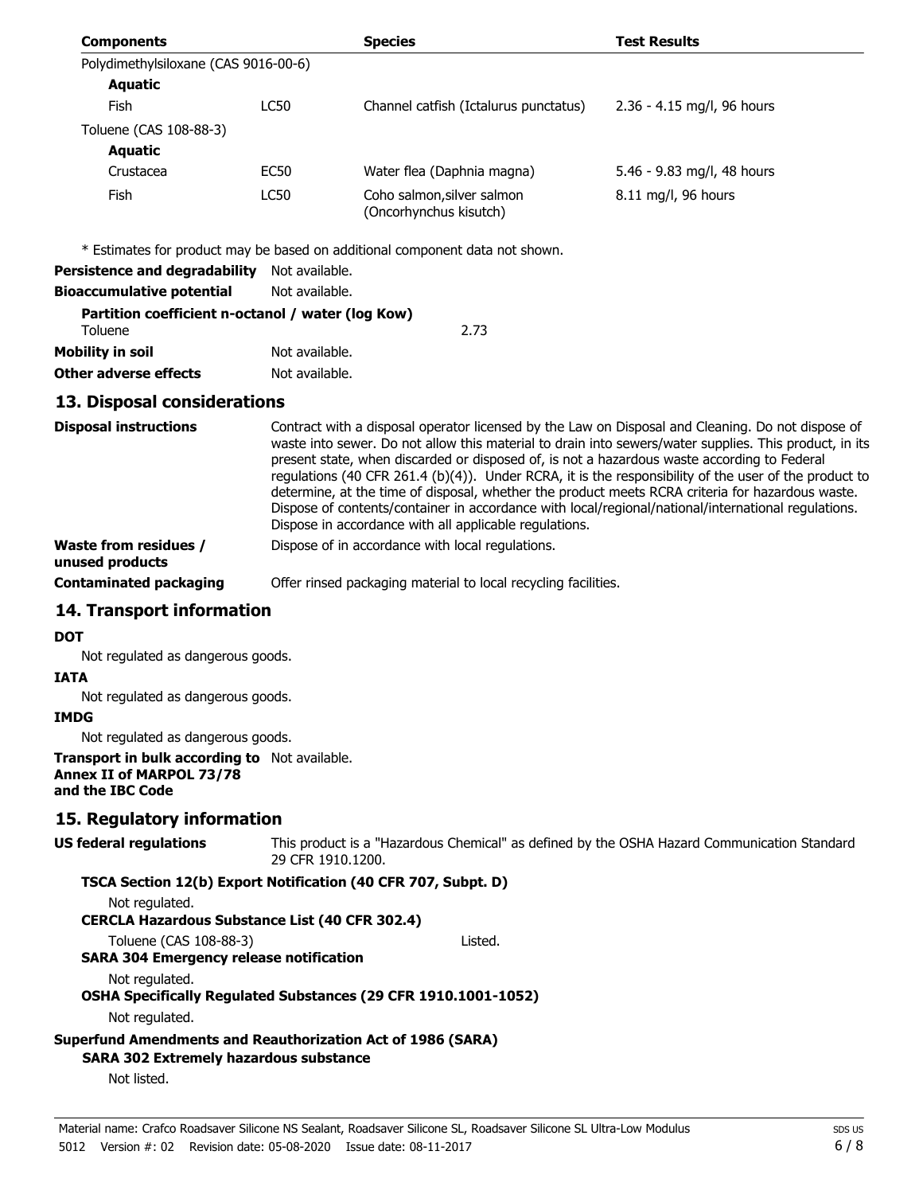| Components | | Species | Test Results |
| --- | --- | --- | --- |
| Polydimethylsiloxane (CAS 9016-00-6) | | | |
| **Aquatic** | | | |
| Fish | LC50 | Channel catfish (Ictalurus punctatus) | 2.36 - 4.15 mg/l, 96 hours |
| Toluene (CAS 108-88-3) | | | |
| **Aquatic** | | | |
| Crustacea | EC50 | Water flea (Daphnia magna) | 5.46 - 9.83 mg/l, 48 hours |
| Fish | LC50 | Coho salmon,silver salmon (Oncorhynchus kisutch) | 8.11 mg/l, 96 hours |

\* Estimates for product may be based on additional component data not shown.

**Persistence and degradability** Not available.

**Bioaccumulative potential** Not available.

**Partition coefficient n-octanol / water (log Kow)**

Toluene 2.73

**Mobility in soil** Not available.

**Other adverse effects** Not available.

## 13. Disposal considerations

**Disposal instructions** Contract with a disposal operator licensed by the Law on Disposal and Cleaning. Do not dispose of waste into sewer. Do not allow this material to drain into sewers/water supplies. This product, in its present state, when discarded or disposed of, is not a hazardous waste according to Federal regulations (40 CFR 261.4 (b)(4)). Under RCRA, it is the responsibility of the user of the product to determine, at the time of disposal, whether the product meets RCRA criteria for hazardous waste. Dispose of contents/container in accordance with local/regional/national/international regulations. Dispose in accordance with all applicable regulations.

**Waste from residues / unused products** Dispose of in accordance with local regulations.

**Contaminated packaging** Offer rinsed packaging material to local recycling facilities.

## 14. Transport information

**DOT**

Not regulated as dangerous goods.

**IATA**

Not regulated as dangerous goods.

**IMDG**

Not regulated as dangerous goods.

**Transport in bulk according to Annex II of MARPOL 73/78 and the IBC Code** Not available.

## 15. Regulatory information

**US federal regulations** This product is a "Hazardous Chemical" as defined by the OSHA Hazard Communication Standard 29 CFR 1910.1200.

**TSCA Section 12(b) Export Notification (40 CFR 707, Subpt. D)**

Not regulated.

**CERCLA Hazardous Substance List (40 CFR 302.4)**

Toluene (CAS 108-88-3) Listed.

**SARA 304 Emergency release notification**

Not regulated.

**OSHA Specifically Regulated Substances (29 CFR 1910.1001-1052)**

Not regulated.

**Superfund Amendments and Reauthorization Act of 1986 (SARA)**

**SARA 302 Extremely hazardous substance**

Not listed.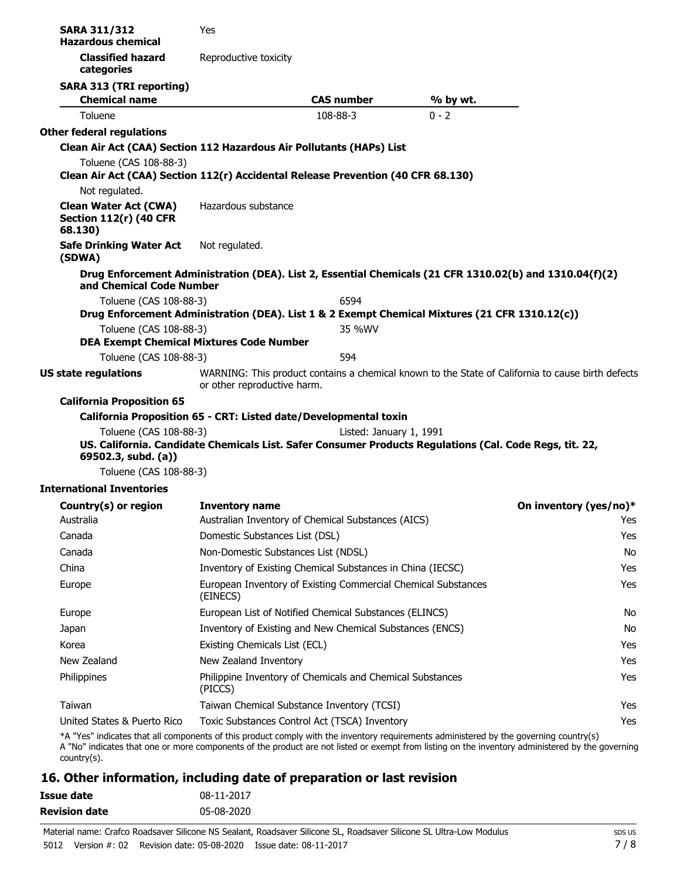**SARA 311/312 Hazardous chemical** Yes

**Classified hazard categories** Reproductive toxicity

**SARA 313 (TRI reporting)**

| Chemical name | CAS number | % by wt. |
|---|---|---|
| Toluene | 108-88-3 | 0 - 2 |

**Other federal regulations**

**Clean Air Act (CAA) Section 112 Hazardous Air Pollutants (HAPs) List**

Toluene (CAS 108-88-3)

**Clean Air Act (CAA) Section 112(r) Accidental Release Prevention (40 CFR 68.130)**

Not regulated.

**Clean Water Act (CWA) Section 112(r) (40 CFR 68.130)** Hazardous substance

**Safe Drinking Water Act (SDWA)** Not regulated.

**Drug Enforcement Administration (DEA). List 2, Essential Chemicals (21 CFR 1310.02(b) and 1310.04(f)(2) and Chemical Code Number**

Toluene (CAS 108-88-3) 6594

**Drug Enforcement Administration (DEA). List 1 & 2 Exempt Chemical Mixtures (21 CFR 1310.12(c))**

Toluene (CAS 108-88-3) 35 %WV

**DEA Exempt Chemical Mixtures Code Number**

Toluene (CAS 108-88-3) 594

**US state regulations** WARNING: This product contains a chemical known to the State of California to cause birth defects or other reproductive harm.

**California Proposition 65**

**California Proposition 65 - CRT: Listed date/Developmental toxin**

Toluene (CAS 108-88-3) Listed: January 1, 1991

**US. California. Candidate Chemicals List. Safer Consumer Products Regulations (Cal. Code Regs, tit. 22, 69502.3, subd. (a))**

Toluene (CAS 108-88-3)

**International Inventories**

| Country(s) or region | Inventory name | On inventory (yes/no)* |
|---|---|---|
| Australia | Australian Inventory of Chemical Substances (AICS) | Yes |
| Canada | Domestic Substances List (DSL) | Yes |
| Canada | Non-Domestic Substances List (NDSL) | No |
| China | Inventory of Existing Chemical Substances in China (IECSC) | Yes |
| Europe | European Inventory of Existing Commercial Chemical Substances (EINECS) | Yes |
| Europe | European List of Notified Chemical Substances (ELINCS) | No |
| Japan | Inventory of Existing and New Chemical Substances (ENCS) | No |
| Korea | Existing Chemicals List (ECL) | Yes |
| New Zealand | New Zealand Inventory | Yes |
| Philippines | Philippine Inventory of Chemicals and Chemical Substances (PICCS) | Yes |
| Taiwan | Taiwan Chemical Substance Inventory (TCSI) | Yes |
| United States & Puerto Rico | Toxic Substances Control Act (TSCA) Inventory | Yes |

*A "Yes" indicates that all components of this product comply with the inventory requirements administered by the governing country(s)
A "No" indicates that one or more components of the product are not listed or exempt from listing on the inventory administered by the governing country(s).

## 16. Other information, including date of preparation or last revision

**Issue date** 08-11-2017

**Revision date** 05-08-2020

Material name: Crafco Roadsaver Silicone NS Sealant, Roadsaver Silicone SL, Roadsaver Silicone SL Ultra-Low Modulus
5012 Version #: 02 Revision date: 05-08-2020 Issue date: 08-11-2017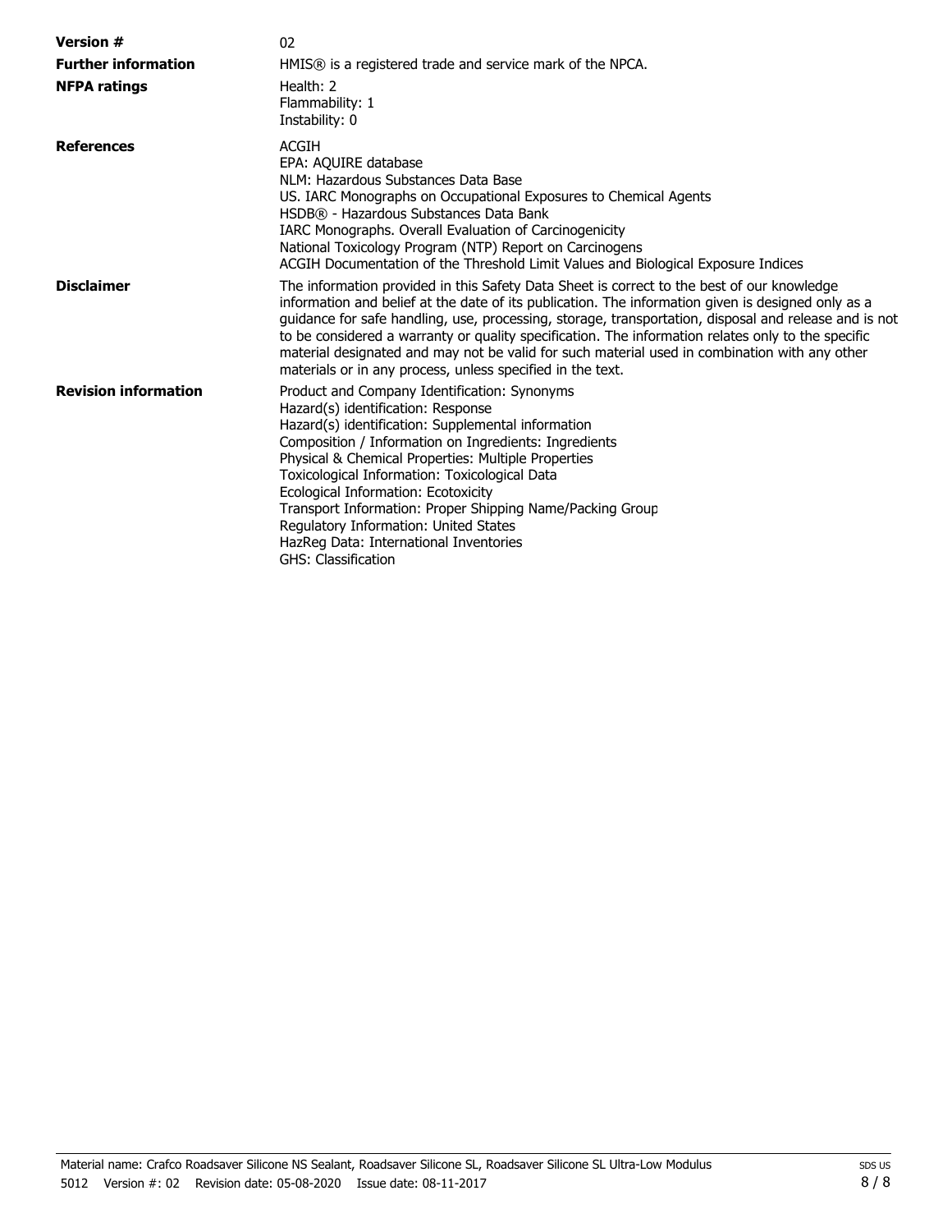**Version #** 02

**Further information** HMIS® is a registered trade and service mark of the NPCA.

**NFPA ratings**

Health: 2
Flammability: 1
Instability: 0

**References**

ACGIH
EPA: AQUIRE database
NLM: Hazardous Substances Data Base
US. IARC Monographs on Occupational Exposures to Chemical Agents
HSDB® - Hazardous Substances Data Bank
IARC Monographs. Overall Evaluation of Carcinogenicity
National Toxicology Program (NTP) Report on Carcinogens
ACGIH Documentation of the Threshold Limit Values and Biological Exposure Indices

**Disclaimer**

The information provided in this Safety Data Sheet is correct to the best of our knowledge information and belief at the date of its publication. The information given is designed only as a guidance for safe handling, use, processing, storage, transportation, disposal and release and is not to be considered a warranty or quality specification. The information relates only to the specific material designated and may not be valid for such material used in combination with any other materials or in any process, unless specified in the text.

**Revision information**

Product and Company Identification: Synonyms
Hazard(s) identification: Response
Hazard(s) identification: Supplemental information
Composition / Information on Ingredients: Ingredients
Physical & Chemical Properties: Multiple Properties
Toxicological Information: Toxicological Data
Ecological Information: Ecotoxicity
Transport Information: Proper Shipping Name/Packing Group
Regulatory Information: United States
HazReg Data: International Inventories
GHS: Classification